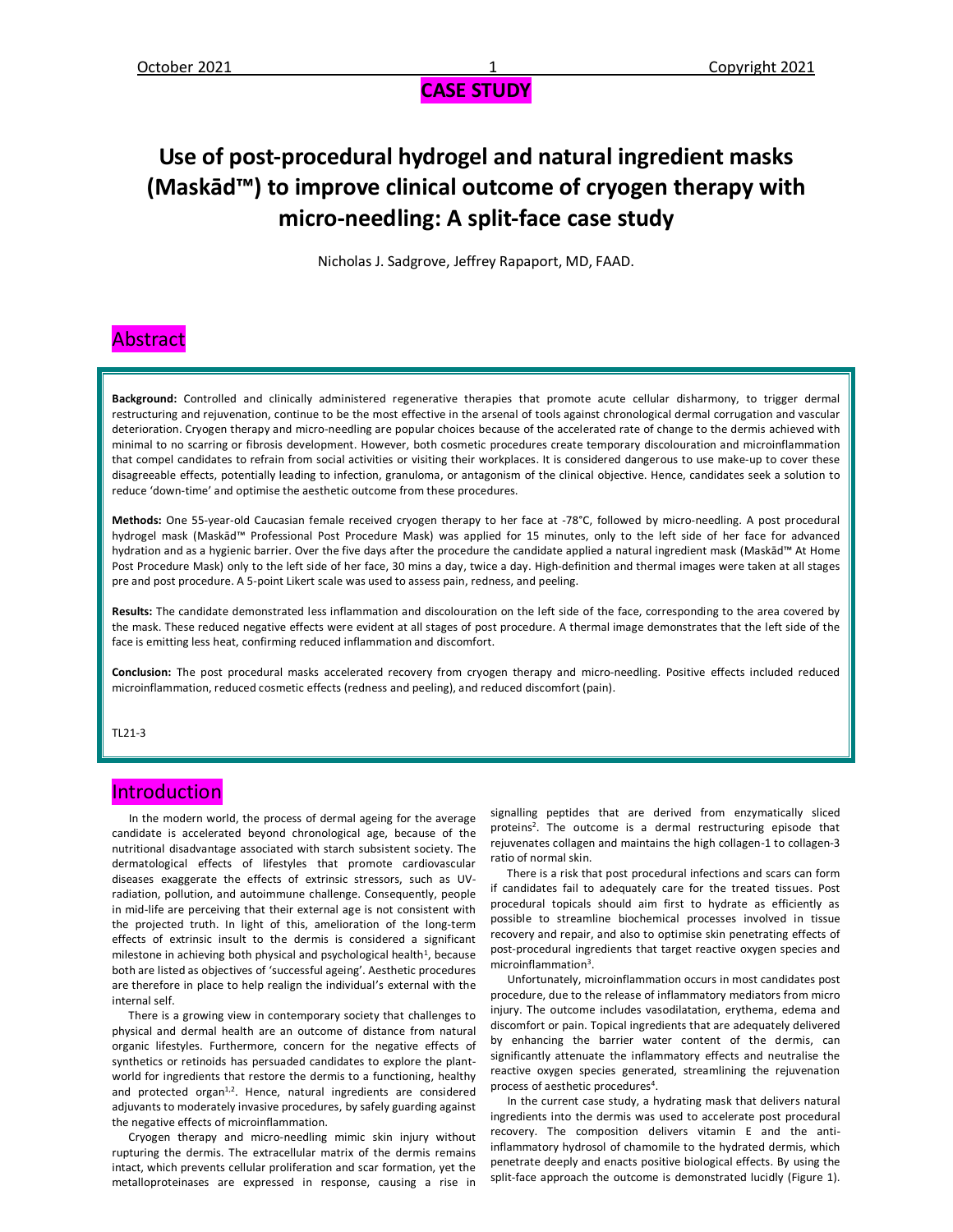**CASE STUDY**

# Use of post-procedural hydrogel and natural ingredient masks (Maskād™) to improve clinical outcome of cryogen therapy with micro-needling: A split-face case study

Nicholas J. Sadgrove, Jeffrey Rapaport, MD, FAAD.

## Abstract

**Background:** Controlled and clinically administered regenerative therapies that promote acute cellular disharmony, to trigger dermal restructuring and rejuvenation, continue to be the most effective in the arsenal of tools against chronological dermal corrugation and vascular deterioration. Cryogen therapy and micro-needling are popular choices because of the accelerated rate of change to the dermis achieved with minimal to no scarring or fibrosis development. However, both cosmetic procedures create temporary discolouration and microinflammation that compel candidates to refrain from social activities or visiting their workplaces. It is considered dangerous to use make-up to cover these disagreeable effects, potentially leading to infection, granuloma, or antagonism of the clinical objective. Hence, candidates seek a solution to reduce 'down-time' and optimise the aesthetic outcome from these procedures.

**Methods:** One 55-year-old Caucasian female received cryogen therapy to her face at -78°C, followed by micro-needling. A post procedural hydrogel mask (Maskād™ Professional Post Procedure Mask) was applied for 15 minutes, only to the left side of her face for advanced hydration and as a hygienic barrier. Over the five days after the procedure the candidate applied a natural ingredient mask (Maskād™ At Home Post Procedure Mask) only to the left side of her face, 30 mins a day, twice a day. High-definition and thermal images were taken at all stages pre and post procedure. A 5-point Likert scale was used to assess pain, redness, and peeling.

**Results:** The candidate demonstrated less inflammation and discolouration on the left side of the face, corresponding to the area covered by the mask. These reduced negative effects were evident at all stages of post procedure. A thermal image demonstrates that the left side of the face is emitting less heat, confirming reduced inflammation and discomfort.

**Conclusion:** The post procedural masks accelerated recovery from cryogen therapy and micro-needling. Positive effects included reduced microinflammation, reduced cosmetic effects (redness and peeling), and reduced discomfort (pain).

TL21-3

## Introduction

In the modern world, the process of dermal ageing for the average candidate is accelerated beyond chronological age, because of the nutritional disadvantage associated with starch subsistent society. The dermatological effects of lifestyles that promote cardiovascular diseases exaggerate the effects of extrinsic stressors, such as UV-radiation, pollution, and autoimmune challenge. Consequently, people in mid-life are perceiving that their external age is not consistent with the projected truth. In light of this, amelioration of the long-term effects of extrinsic insult to the dermis is considered a significant milestone in achieving both physical and psychological health[1], because both are listed as objectives of 'successful ageing'. Aesthetic procedures are therefore in place to help realign the individual's external with the internal self.

There is a growing view in contemporary society that challenges to physical and dermal health are an outcome of distance from natural organic lifestyles. Furthermore, concern for the negative effects of synthetics or retinoids has persuaded candidates to explore the plant-world for ingredients that restore the dermis to a functioning, healthy and protected organ[1,2]. Hence, natural ingredients are considered adjuvants to moderately invasive procedures, by safely guarding against the negative effects of microinflammation.

Cryogen therapy and micro-needling mimic skin injury without rupturing the dermis. The extracellular matrix of the dermis remains intact, which prevents cellular proliferation and scar formation, yet the metalloproteinases are expressed in response, causing a rise in signalling peptides that are derived from enzymatically sliced proteins[2]. The outcome is a dermal restructuring episode that rejuvenates collagen and maintains the high collagen-1 to collagen-3 ratio of normal skin.

There is a risk that post procedural infections and scars can form if candidates fail to adequately care for the treated tissues. Post procedural topicals should aim first to hydrate as efficiently as possible to streamline biochemical processes involved in tissue recovery and repair, and also to optimise skin penetrating effects of post-procedural ingredients that target reactive oxygen species and microinflammation[3].

Unfortunately, microinflammation occurs in most candidates post procedure, due to the release of inflammatory mediators from micro injury. The outcome includes vasodilatation, erythema, edema and discomfort or pain. Topical ingredients that are adequately delivered by enhancing the barrier water content of the dermis, can significantly attenuate the inflammatory effects and neutralise the reactive oxygen species generated, streamlining the rejuvenation process of aesthetic procedures[4].

In the current case study, a hydrating mask that delivers natural ingredients into the dermis was used to accelerate post procedural recovery. The composition delivers vitamin E and the anti-inflammatory hydrosol of chamomile to the hydrated dermis, which penetrate deeply and enacts positive biological effects. By using the split-face approach the outcome is demonstrated lucidly (Figure 1).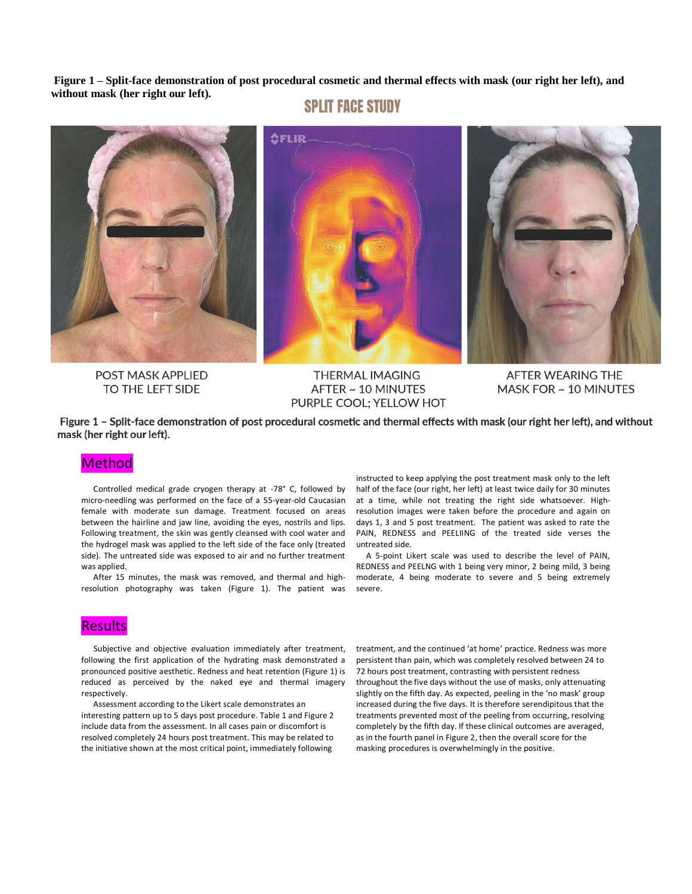**Figure 1 – Split-face demonstration of post procedural cosmetic and thermal effects with mask (our right her left), and without mask (her right our left).**

SPLIT FACE STUDY

POST MASK APPLIED TO THE LEFT SIDE

THERMAL IMAGING AFTER ~ 10 MINUTES PURPLE COOL; YELLOW HOT

AFTER WEARING THE MASK FOR ~ 10 MINUTES

**Figure 1 – Split-face demonstration of post procedural cosmetic and thermal effects with mask (our right her left), and without mask (her right our left).**

## Method

Controlled medical grade cryogen therapy at -78° C, followed by micro-needling was performed on the face of a 55-year-old Caucasian female with moderate sun damage. Treatment focused on areas between the hairline and jaw line, avoiding the eyes, nostrils and lips. Following treatment, the skin was gently cleansed with cool water and the hydrogel mask was applied to the left side of the face only (treated side). The untreated side was exposed to air and no further treatment was applied.

After 15 minutes, the mask was removed, and thermal and high-resolution photography was taken (Figure 1). The patient was instructed to keep applying the post treatment mask only to the left half of the face (our right, her left) at least twice daily for 30 minutes at a time, while not treating the right side whatsoever. High-resolution images were taken before the procedure and again on days 1, 3 and 5 post treatment. The patient was asked to rate the PAIN, REDNESS and PEELIING of the treated side verses the untreated side.

A 5-point Likert scale was used to describe the level of PAIN, REDNESS and PEELNG with 1 being very minor, 2 being mild, 3 being moderate, 4 being moderate to severe and 5 being extremely severe.

## Results

Subjective and objective evaluation immediately after treatment, following the first application of the hydrating mask demonstrated a pronounced positive aesthetic. Redness and heat retention (Figure 1) is reduced as perceived by the naked eye and thermal imagery respectively.

Assessment according to the Likert scale demonstrates an interesting pattern up to 5 days post procedure. Table 1 and Figure 2 include data from the assessment. In all cases pain or discomfort is resolved completely 24 hours post treatment. This may be related to the initiative shown at the most critical point, immediately following treatment, and the continued 'at home' practice. Redness was more persistent than pain, which was completely resolved between 24 to 72 hours post treatment, contrasting with persistent redness throughout the five days without the use of masks, only attenuating slightly on the fifth day. As expected, peeling in the 'no mask' group increased during the five days. It is therefore serendipitous that the treatments prevented most of the peeling from occurring, resolving completely by the fifth day. If these clinical outcomes are averaged, as in the fourth panel in Figure 2, then the overall score for the masking procedures is overwhelmingly in the positive.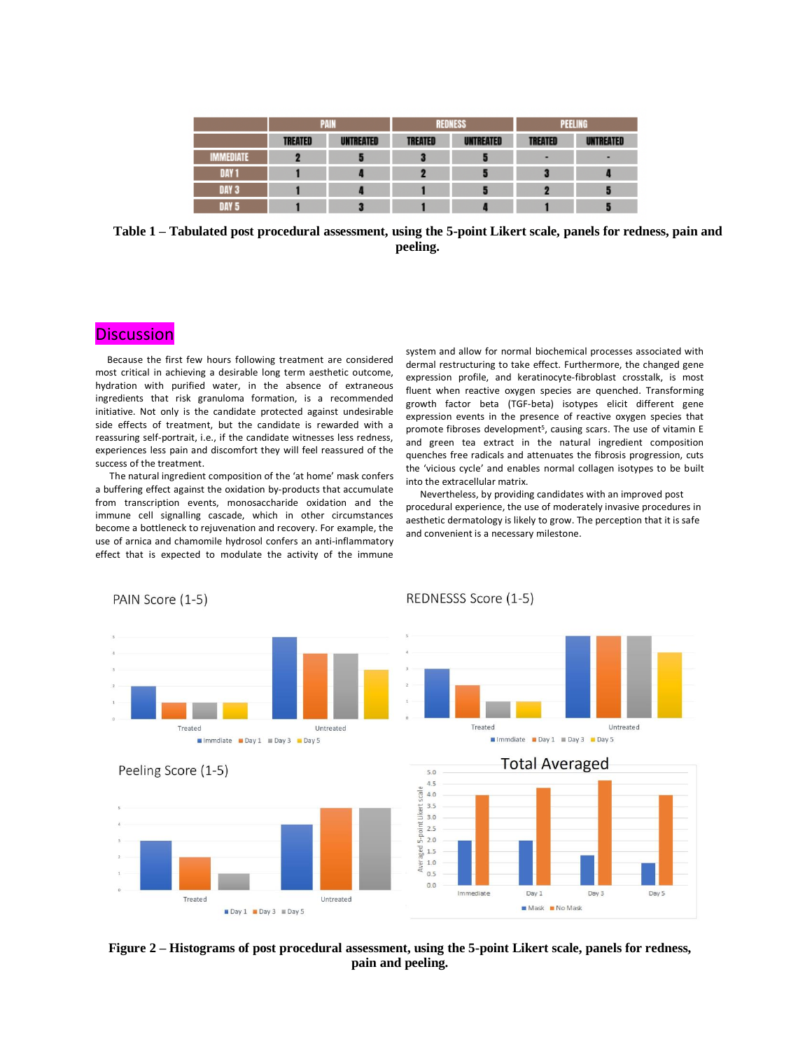| | PAIN | | REDNESS | | PEELING | |
|---|---|---|---|---|---|---|
| | TREATED | UNTREATED | TREATED | UNTREATED | TREATED | UNTREATED |
| IMMEDIATE | 2 | 5 | 3 | 5 | - | - |
| DAY 1 | 1 | 4 | 2 | 5 | 3 | 4 |
| DAY 3 | 1 | 4 | 1 | 5 | 2 | 5 |
| DAY 5 | 1 | 3 | 1 | 4 | 1 | 5 |

**Table 1 – Tabulated post procedural assessment, using the 5-point Likert scale, panels for redness, pain and peeling.**

## Discussion

Because the first few hours following treatment are considered most critical in achieving a desirable long term aesthetic outcome, hydration with purified water, in the absence of extraneous ingredients that risk granuloma formation, is a recommended initiative. Not only is the candidate protected against undesirable side effects of treatment, but the candidate is rewarded with a reassuring self-portrait, i.e., if the candidate witnesses less redness, experiences less pain and discomfort they will feel reassured of the success of the treatment.

The natural ingredient composition of the 'at home' mask confers a buffering effect against the oxidation by-products that accumulate from transcription events, monosaccharide oxidation and the immune cell signalling cascade, which in other circumstances become a bottleneck to rejuvenation and recovery. For example, the use of arnica and chamomile hydrosol confers an anti-inflammatory effect that is expected to modulate the activity of the immune system and allow for normal biochemical processes associated with dermal restructuring to take effect. Furthermore, the changed gene expression profile, and keratinocyte-fibroblast crosstalk, is most fluent when reactive oxygen species are quenched. Transforming growth factor beta (TGF-beta) isotypes elicit different gene expression events in the presence of reactive oxygen species that promote fibroses development[5], causing scars. The use of vitamin E and green tea extract in the natural ingredient composition quenches free radicals and attenuates the fibrosis progression, cuts the 'vicious cycle' and enables normal collagen isotypes to be built into the extracellular matrix.

Nevertheless, by providing candidates with an improved post procedural experience, the use of moderately invasive procedures in aesthetic dermatology is likely to grow. The perception that it is safe and convenient is a necessary milestone.

**Figure 2 – Histograms of post procedural assessment, using the 5-point Likert scale, panels for redness, pain and peeling.**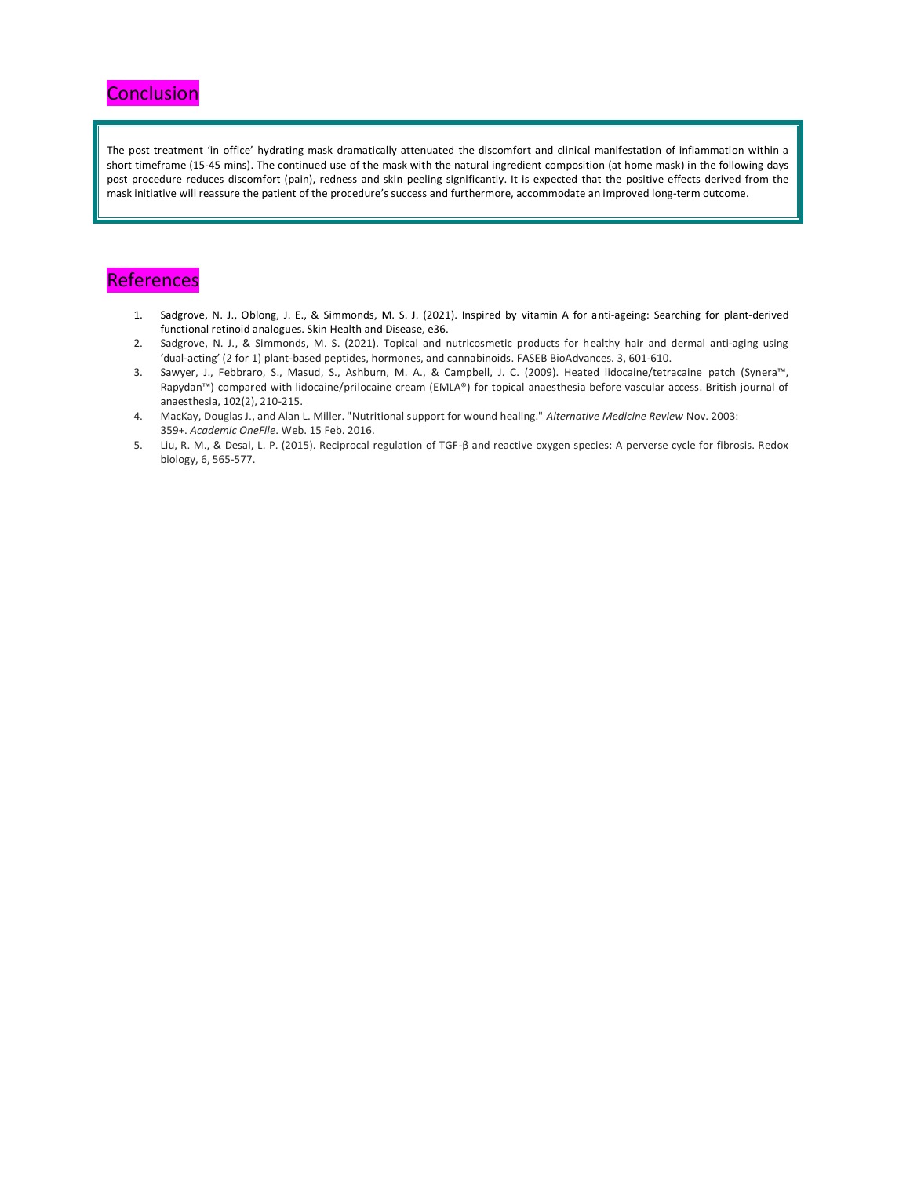## Conclusion

The post treatment 'in office' hydrating mask dramatically attenuated the discomfort and clinical manifestation of inflammation within a short timeframe (15-45 mins). The continued use of the mask with the natural ingredient composition (at home mask) in the following days post procedure reduces discomfort (pain), redness and skin peeling significantly. It is expected that the positive effects derived from the mask initiative will reassure the patient of the procedure's success and furthermore, accommodate an improved long-term outcome.

## References

1. Sadgrove, N. J., Oblong, J. E., & Simmonds, M. S. J. (2021). Inspired by vitamin A for anti-ageing: Searching for plant-derived functional retinoid analogues. Skin Health and Disease, e36.
2. Sadgrove, N. J., & Simmonds, M. S. (2021). Topical and nutricosmetic products for healthy hair and dermal anti-aging using 'dual-acting' (2 for 1) plant-based peptides, hormones, and cannabinoids. FASEB BioAdvances. 3, 601-610.
3. Sawyer, J., Febbraro, S., Masud, S., Ashburn, M. A., & Campbell, J. C. (2009). Heated lidocaine/tetracaine patch (Synera™, Rapydan™) compared with lidocaine/prilocaine cream (EMLA®) for topical anaesthesia before vascular access. British journal of anaesthesia, 102(2), 210-215.
4. MacKay, Douglas J., and Alan L. Miller. "Nutritional support for wound healing." *Alternative Medicine Review* Nov. 2003: 359+. *Academic OneFile*. Web. 15 Feb. 2016.
5. Liu, R. M., & Desai, L. P. (2015). Reciprocal regulation of TGF-β and reactive oxygen species: A perverse cycle for fibrosis. Redox biology, 6, 565-577.